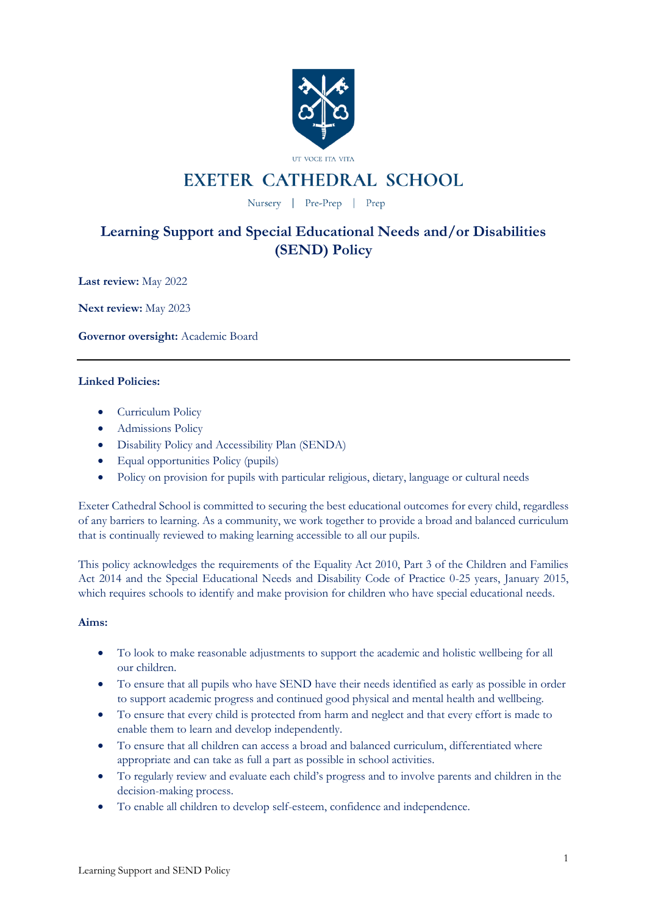UT VOCE ITA VITA

# EXETER CATHEDRAL SCHOOL

Nursery | Pre-Prep | Prep

## Learning Support and Special Educational Needs and/or Disabilities (SEND) Policy

**Last review:** May 2022

**Next review:** May 2023

**Governor oversight:** Academic Board

---

**Linked Policies:**

- Curriculum Policy
- Admissions Policy
- Disability Policy and Accessibility Plan (SENDA)
- Equal opportunities Policy (pupils)
- Policy on provision for pupils with particular religious, dietary, language or cultural needs

Exeter Cathedral School is committed to securing the best educational outcomes for every child, regardless of any barriers to learning. As a community, we work together to provide a broad and balanced curriculum that is continually reviewed to making learning accessible to all our pupils.

This policy acknowledges the requirements of the Equality Act 2010, Part 3 of the Children and Families Act 2014 and the Special Educational Needs and Disability Code of Practice 0-25 years, January 2015, which requires schools to identify and make provision for children who have special educational needs.

**Aims:**

- To look to make reasonable adjustments to support the academic and holistic wellbeing for all our children.
- To ensure that all pupils who have SEND have their needs identified as early as possible in order to support academic progress and continued good physical and mental health and wellbeing.
- To ensure that every child is protected from harm and neglect and that every effort is made to enable them to learn and develop independently.
- To ensure that all children can access a broad and balanced curriculum, differentiated where appropriate and can take as full a part as possible in school activities.
- To regularly review and evaluate each child's progress and to involve parents and children in the decision-making process.
- To enable all children to develop self-esteem, confidence and independence.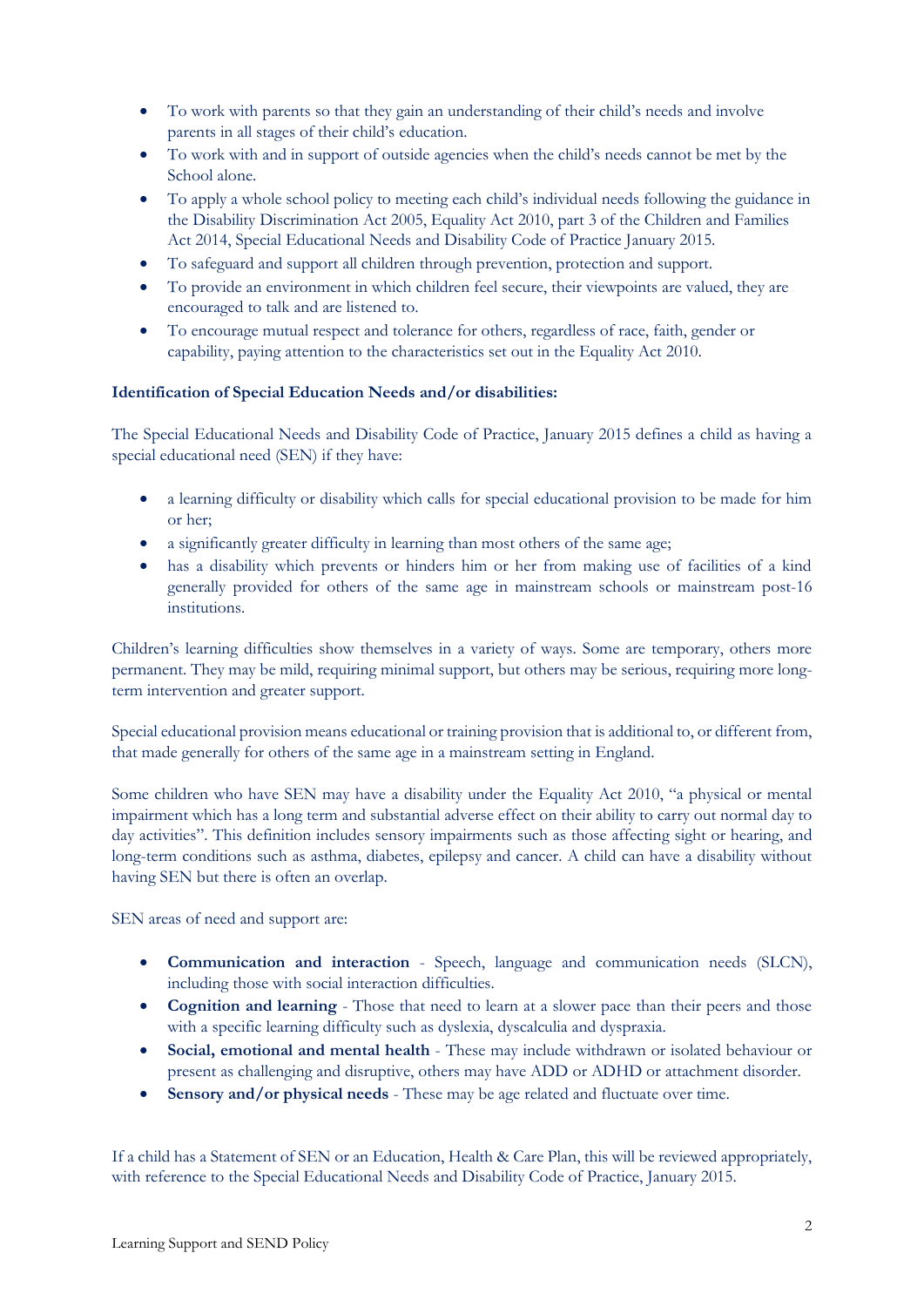- To work with parents so that they gain an understanding of their child's needs and involve parents in all stages of their child's education.
- To work with and in support of outside agencies when the child's needs cannot be met by the School alone.
- To apply a whole school policy to meeting each child's individual needs following the guidance in the Disability Discrimination Act 2005, Equality Act 2010, part 3 of the Children and Families Act 2014, Special Educational Needs and Disability Code of Practice January 2015.
- To safeguard and support all children through prevention, protection and support.
- To provide an environment in which children feel secure, their viewpoints are valued, they are encouraged to talk and are listened to.
- To encourage mutual respect and tolerance for others, regardless of race, faith, gender or capability, paying attention to the characteristics set out in the Equality Act 2010.

**Identification of Special Education Needs and/or disabilities:**

The Special Educational Needs and Disability Code of Practice, January 2015 defines a child as having a special educational need (SEN) if they have:

- a learning difficulty or disability which calls for special educational provision to be made for him or her;
- a significantly greater difficulty in learning than most others of the same age;
- has a disability which prevents or hinders him or her from making use of facilities of a kind generally provided for others of the same age in mainstream schools or mainstream post-16 institutions.

Children's learning difficulties show themselves in a variety of ways. Some are temporary, others more permanent. They may be mild, requiring minimal support, but others may be serious, requiring more long-term intervention and greater support.

Special educational provision means educational or training provision that is additional to, or different from, that made generally for others of the same age in a mainstream setting in England.

Some children who have SEN may have a disability under the Equality Act 2010, "a physical or mental impairment which has a long term and substantial adverse effect on their ability to carry out normal day to day activities". This definition includes sensory impairments such as those affecting sight or hearing, and long-term conditions such as asthma, diabetes, epilepsy and cancer. A child can have a disability without having SEN but there is often an overlap.

SEN areas of need and support are:

- **Communication and interaction** - Speech, language and communication needs (SLCN), including those with social interaction difficulties.
- **Cognition and learning** - Those that need to learn at a slower pace than their peers and those with a specific learning difficulty such as dyslexia, dyscalculia and dyspraxia.
- **Social, emotional and mental health** - These may include withdrawn or isolated behaviour or present as challenging and disruptive, others may have ADD or ADHD or attachment disorder.
- **Sensory and/or physical needs** - These may be age related and fluctuate over time.

If a child has a Statement of SEN or an Education, Health & Care Plan, this will be reviewed appropriately, with reference to the Special Educational Needs and Disability Code of Practice, January 2015.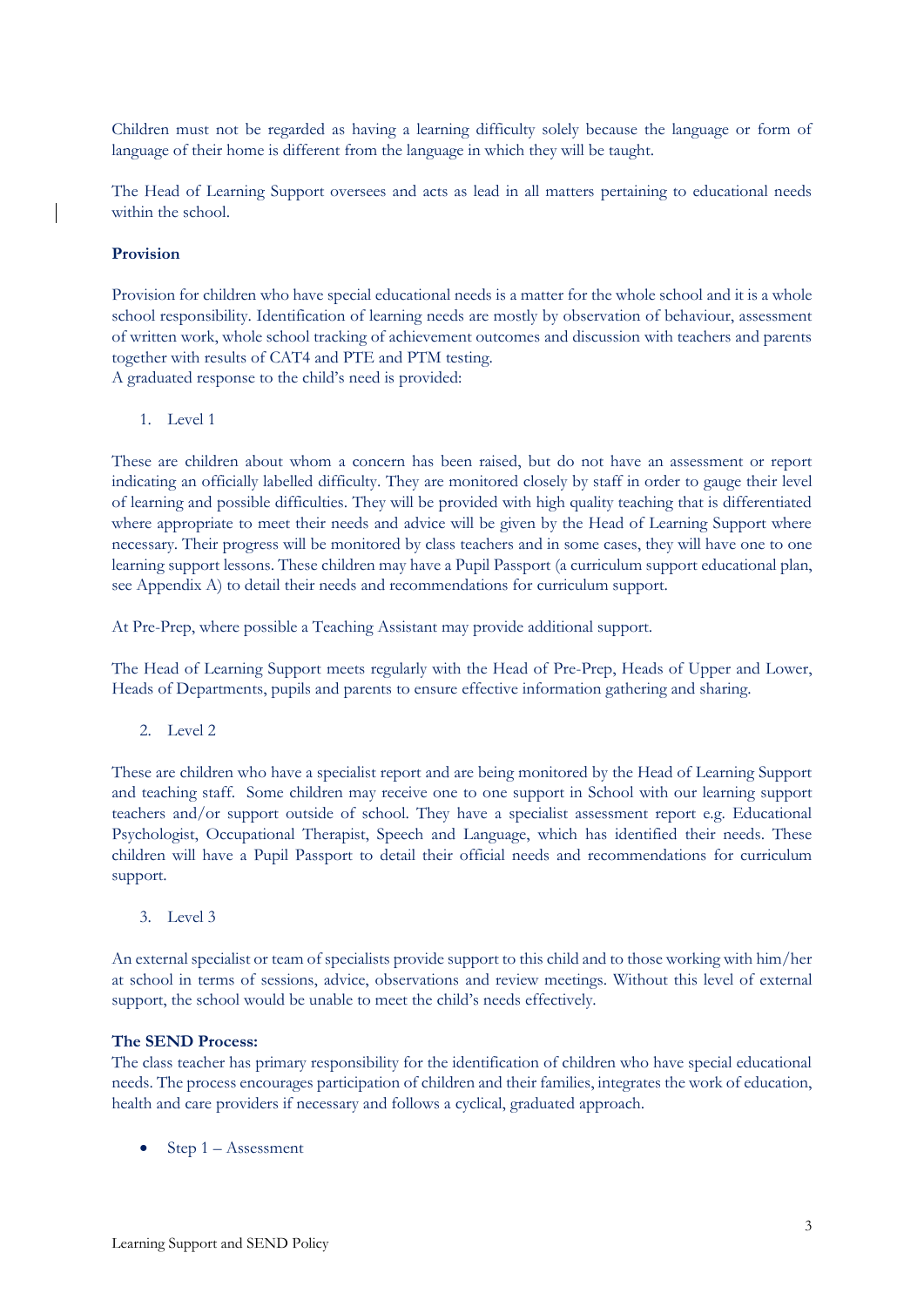Children must not be regarded as having a learning difficulty solely because the language or form of language of their home is different from the language in which they will be taught.

The Head of Learning Support oversees and acts as lead in all matters pertaining to educational needs within the school.

**Provision**

Provision for children who have special educational needs is a matter for the whole school and it is a whole school responsibility. Identification of learning needs are mostly by observation of behaviour, assessment of written work, whole school tracking of achievement outcomes and discussion with teachers and parents together with results of CAT4 and PTE and PTM testing.
A graduated response to the child's need is provided:

1. Level 1

These are children about whom a concern has been raised, but do not have an assessment or report indicating an officially labelled difficulty. They are monitored closely by staff in order to gauge their level of learning and possible difficulties. They will be provided with high quality teaching that is differentiated where appropriate to meet their needs and advice will be given by the Head of Learning Support where necessary. Their progress will be monitored by class teachers and in some cases, they will have one to one learning support lessons. These children may have a Pupil Passport (a curriculum support educational plan, see Appendix A) to detail their needs and recommendations for curriculum support.

At Pre-Prep, where possible a Teaching Assistant may provide additional support.

The Head of Learning Support meets regularly with the Head of Pre-Prep, Heads of Upper and Lower, Heads of Departments, pupils and parents to ensure effective information gathering and sharing.

2. Level 2

These are children who have a specialist report and are being monitored by the Head of Learning Support and teaching staff. Some children may receive one to one support in School with our learning support teachers and/or support outside of school. They have a specialist assessment report e.g. Educational Psychologist, Occupational Therapist, Speech and Language, which has identified their needs. These children will have a Pupil Passport to detail their official needs and recommendations for curriculum support.

3. Level 3

An external specialist or team of specialists provide support to this child and to those working with him/her at school in terms of sessions, advice, observations and review meetings. Without this level of external support, the school would be unable to meet the child's needs effectively.

**The SEND Process:**
The class teacher has primary responsibility for the identification of children who have special educational needs. The process encourages participation of children and their families, integrates the work of education, health and care providers if necessary and follows a cyclical, graduated approach.

- Step 1 – Assessment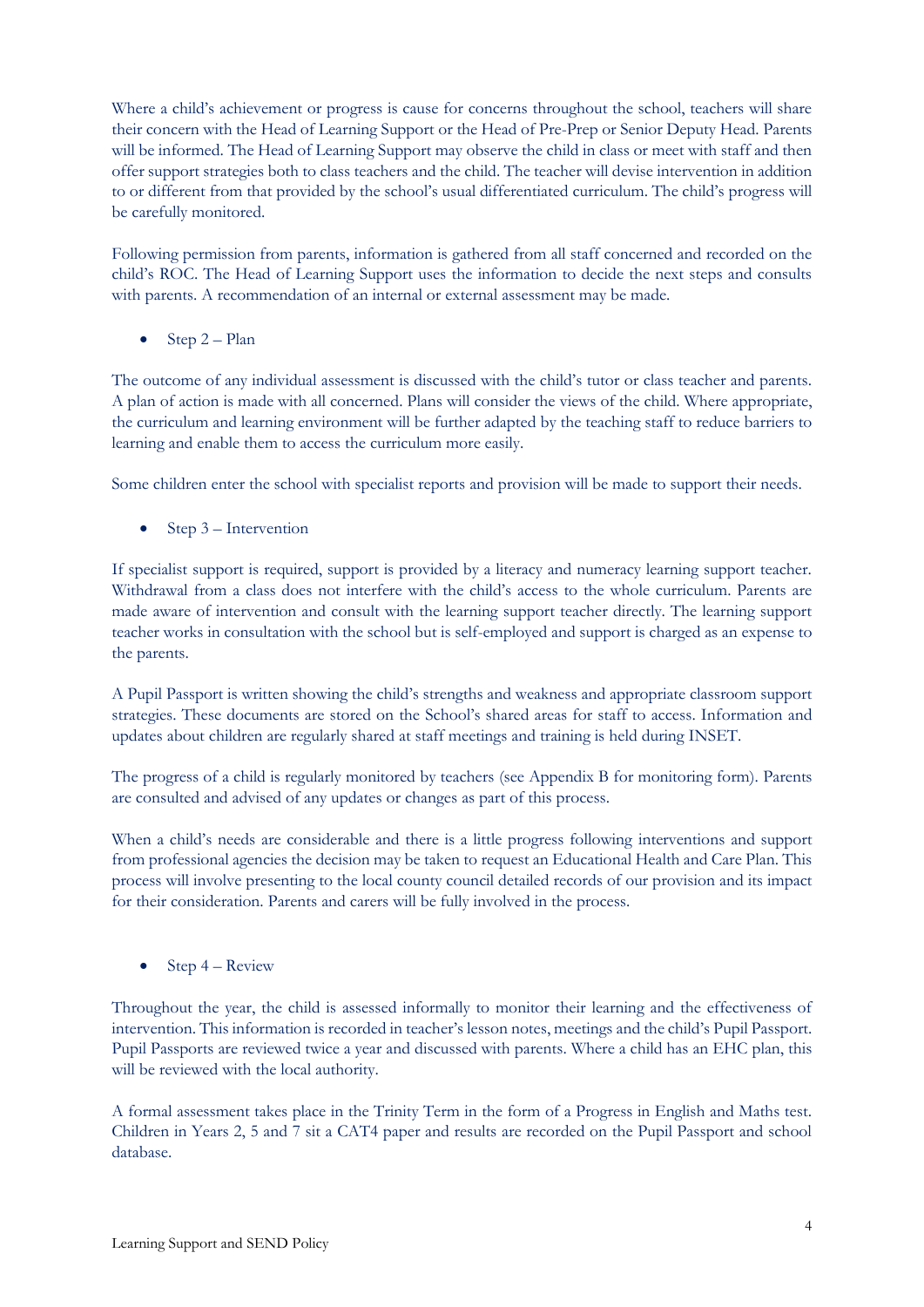Where a child's achievement or progress is cause for concerns throughout the school, teachers will share their concern with the Head of Learning Support or the Head of Pre-Prep or Senior Deputy Head. Parents will be informed. The Head of Learning Support may observe the child in class or meet with staff and then offer support strategies both to class teachers and the child. The teacher will devise intervention in addition to or different from that provided by the school's usual differentiated curriculum. The child's progress will be carefully monitored.

Following permission from parents, information is gathered from all staff concerned and recorded on the child's ROC. The Head of Learning Support uses the information to decide the next steps and consults with parents. A recommendation of an internal or external assessment may be made.

- Step 2 – Plan

The outcome of any individual assessment is discussed with the child's tutor or class teacher and parents. A plan of action is made with all concerned. Plans will consider the views of the child. Where appropriate, the curriculum and learning environment will be further adapted by the teaching staff to reduce barriers to learning and enable them to access the curriculum more easily.

Some children enter the school with specialist reports and provision will be made to support their needs.

- Step 3 – Intervention

If specialist support is required, support is provided by a literacy and numeracy learning support teacher. Withdrawal from a class does not interfere with the child's access to the whole curriculum. Parents are made aware of intervention and consult with the learning support teacher directly. The learning support teacher works in consultation with the school but is self-employed and support is charged as an expense to the parents.

A Pupil Passport is written showing the child's strengths and weakness and appropriate classroom support strategies. These documents are stored on the School's shared areas for staff to access. Information and updates about children are regularly shared at staff meetings and training is held during INSET.

The progress of a child is regularly monitored by teachers (see Appendix B for monitoring form). Parents are consulted and advised of any updates or changes as part of this process.

When a child's needs are considerable and there is a little progress following interventions and support from professional agencies the decision may be taken to request an Educational Health and Care Plan. This process will involve presenting to the local county council detailed records of our provision and its impact for their consideration. Parents and carers will be fully involved in the process.

- Step 4 – Review

Throughout the year, the child is assessed informally to monitor their learning and the effectiveness of intervention. This information is recorded in teacher's lesson notes, meetings and the child's Pupil Passport. Pupil Passports are reviewed twice a year and discussed with parents. Where a child has an EHC plan, this will be reviewed with the local authority.

A formal assessment takes place in the Trinity Term in the form of a Progress in English and Maths test. Children in Years 2, 5 and 7 sit a CAT4 paper and results are recorded on the Pupil Passport and school database.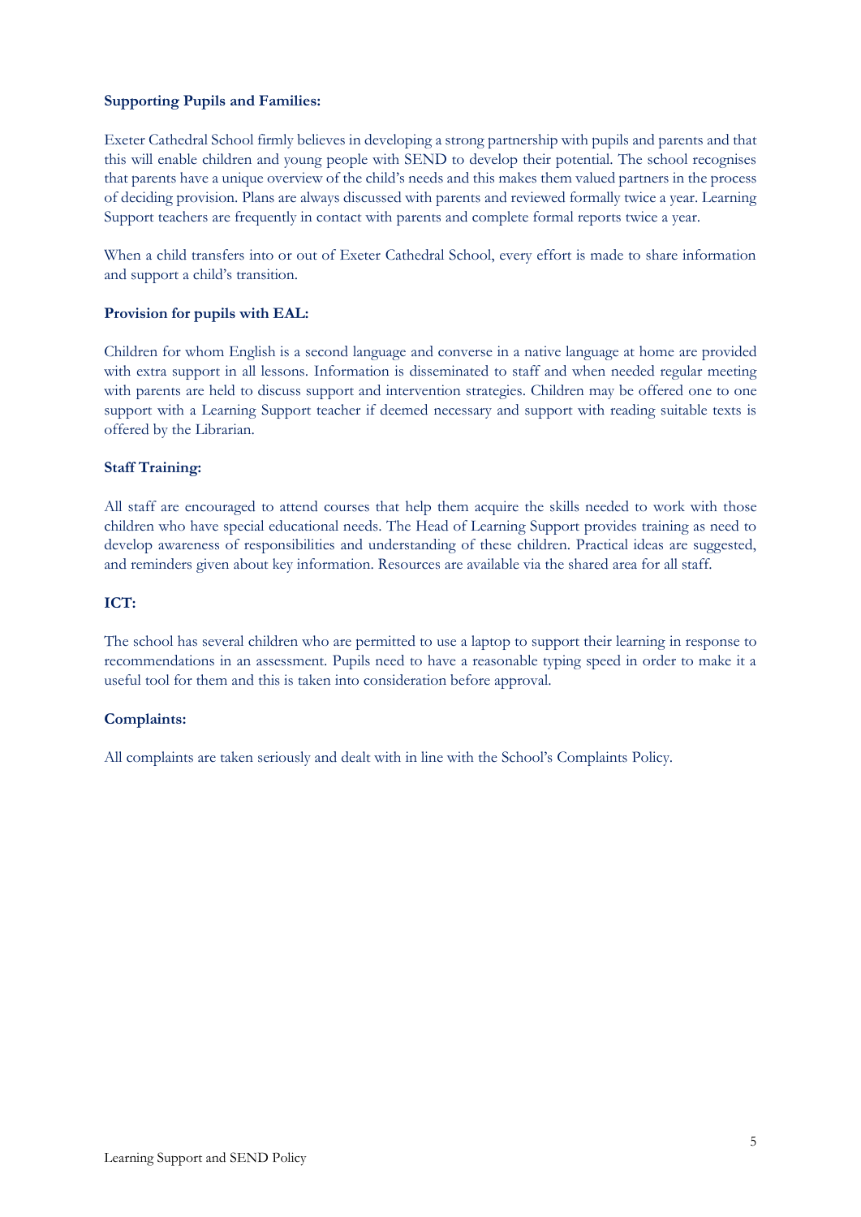**Supporting Pupils and Families:**

Exeter Cathedral School firmly believes in developing a strong partnership with pupils and parents and that this will enable children and young people with SEND to develop their potential. The school recognises that parents have a unique overview of the child's needs and this makes them valued partners in the process of deciding provision. Plans are always discussed with parents and reviewed formally twice a year. Learning Support teachers are frequently in contact with parents and complete formal reports twice a year.

When a child transfers into or out of Exeter Cathedral School, every effort is made to share information and support a child's transition.

**Provision for pupils with EAL:**

Children for whom English is a second language and converse in a native language at home are provided with extra support in all lessons. Information is disseminated to staff and when needed regular meeting with parents are held to discuss support and intervention strategies. Children may be offered one to one support with a Learning Support teacher if deemed necessary and support with reading suitable texts is offered by the Librarian.

**Staff Training:**

All staff are encouraged to attend courses that help them acquire the skills needed to work with those children who have special educational needs. The Head of Learning Support provides training as need to develop awareness of responsibilities and understanding of these children. Practical ideas are suggested, and reminders given about key information. Resources are available via the shared area for all staff.

**ICT:**

The school has several children who are permitted to use a laptop to support their learning in response to recommendations in an assessment. Pupils need to have a reasonable typing speed in order to make it a useful tool for them and this is taken into consideration before approval.

**Complaints:**

All complaints are taken seriously and dealt with in line with the School's Complaints Policy.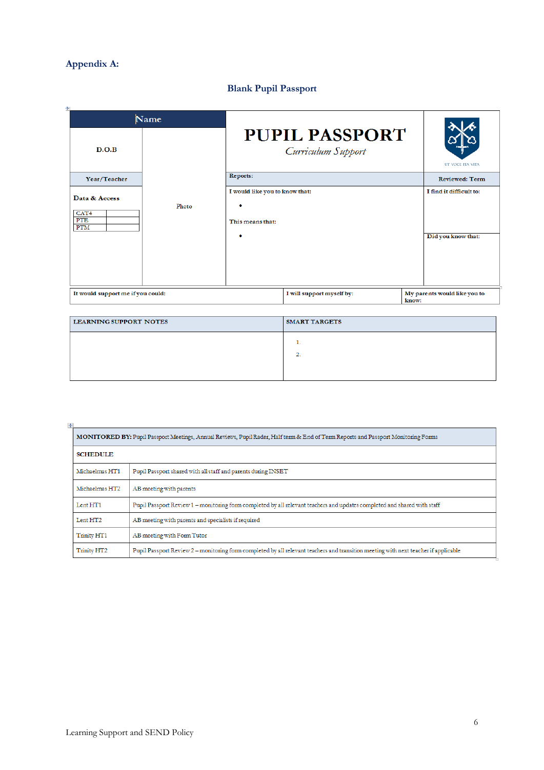## Appendix A:

### Blank Pupil Passport

| Name | | PUPIL PASSPORT<br>*Curriculum Support* | UT VOCE ITA VITA |
|---|---|---|---|
| D.O.B | Photo | | |
| Year/Teacher | | Reports: | Reviewed: Term |
| Data & Access<br>CAT4<br>PTE<br>PTM | | I would like you to know that:<br>•<br>This means that:<br>• | I find it difficult to:<br><br>Did you know that: |

| It would support me if you could: | I will support myself by: | My parents would like you to know: |
|---|---|---|

| LEARNING SUPPORT NOTES | SMART TARGETS |
|---|---|
| | 1.<br>2. |

| **MONITORED BY:** Pupil Passport Meetings, Annual Reviews, Pupil Rader, Half term & End of Term Reports and Passport Monitoring Forms | |
|---|---|
| **SCHEDULE** | |
| Michaelmas HT1 | Pupil Passport shared with all staff and parents during INSET |
| Michaelmas HT2 | AB meeting with parents |
| Lent HT1 | Pupil Passport Review 1 – monitoring form completed by all relevant teachers and updates completed and shared with staff |
| Lent HT2 | AB meeting with parents and specialists if required |
| Trinity HT1 | AB meeting with Form Tutor |
| Trinity HT2 | Pupil Passport Review 2 – monitoring form completed by all relevant teachers and transition meeting with next teacher if applicable |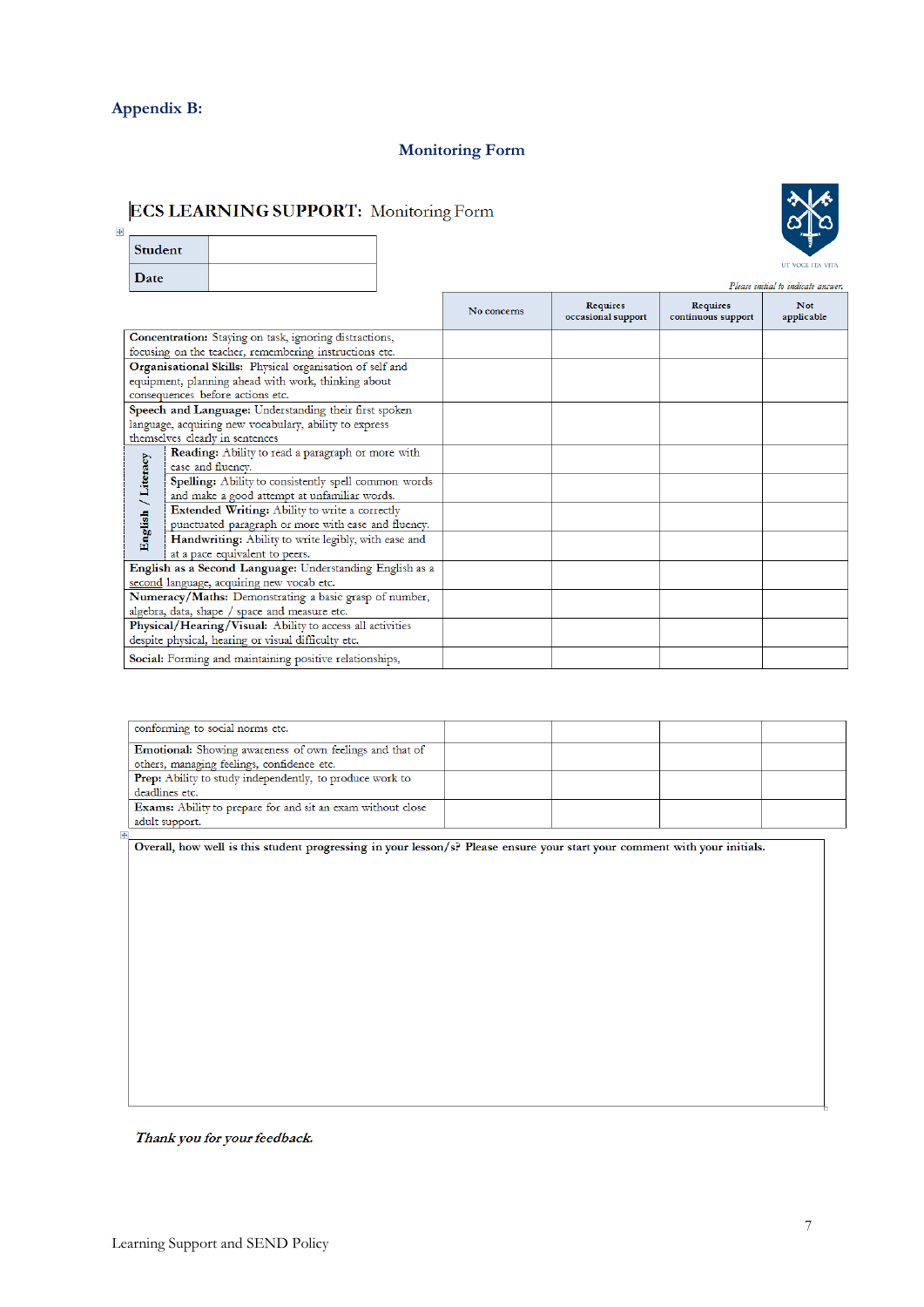## Appendix B:

### Monitoring Form

**ECS LEARNING SUPPORT:** Monitoring Form

UT VOCE ITA VITA

| | |
|---|---|
| **Student** | |
| **Date** | |

*Please initial to indicate answer.*

| | | No concerns | Requires occasional support | Requires continuous support | Not applicable |
|---|---|---|---|---|---|
| **Concentration:** Staying on task, ignoring distractions, focusing on the teacher, remembering instructions etc. | | | | | |
| **Organisational Skills:** Physical organisation of self and equipment, planning ahead with work, thinking about consequences before actions etc. | | | | | |
| **Speech and Language:** Understanding their first spoken language, acquiring new vocabulary, ability to express themselves clearly in sentences | | | | | |
| **English / Literacy** | **Reading:** Ability to read a paragraph or more with ease and fluency. | | | | |
| | **Spelling:** Ability to consistently spell common words and make a good attempt at unfamiliar words. | | | | |
| | **Extended Writing:** Ability to write a correctly punctuated paragraph or more with ease and fluency. | | | | |
| | **Handwriting:** Ability to write legibly, with ease and at a pace equivalent to peers. | | | | |
| **English as a Second Language:** Understanding English as a second language, acquiring new vocab etc. | | | | | |
| **Numeracy/Maths:** Demonstrating a basic grasp of number, algebra, data, shape / space and measure etc. | | | | | |
| **Physical/Hearing/Visual:** Ability to access all activities despite physical, hearing or visual difficulty etc. | | | | | |
| **Social:** Forming and maintaining positive relationships, conforming to social norms etc. | | | | | |
| **Emotional:** Showing awareness of own feelings and that of others, managing feelings, confidence etc. | | | | | |
| **Prep:** Ability to study independently, to produce work to deadlines etc. | | | | | |
| **Exams:** Ability to prepare for and sit an exam without close adult support. | | | | | |

| |
|---|
| **Overall, how well is this student progressing in your lesson/s? Please ensure your start your comment with your initials.** |
| |

*Thank you for your feedback.*